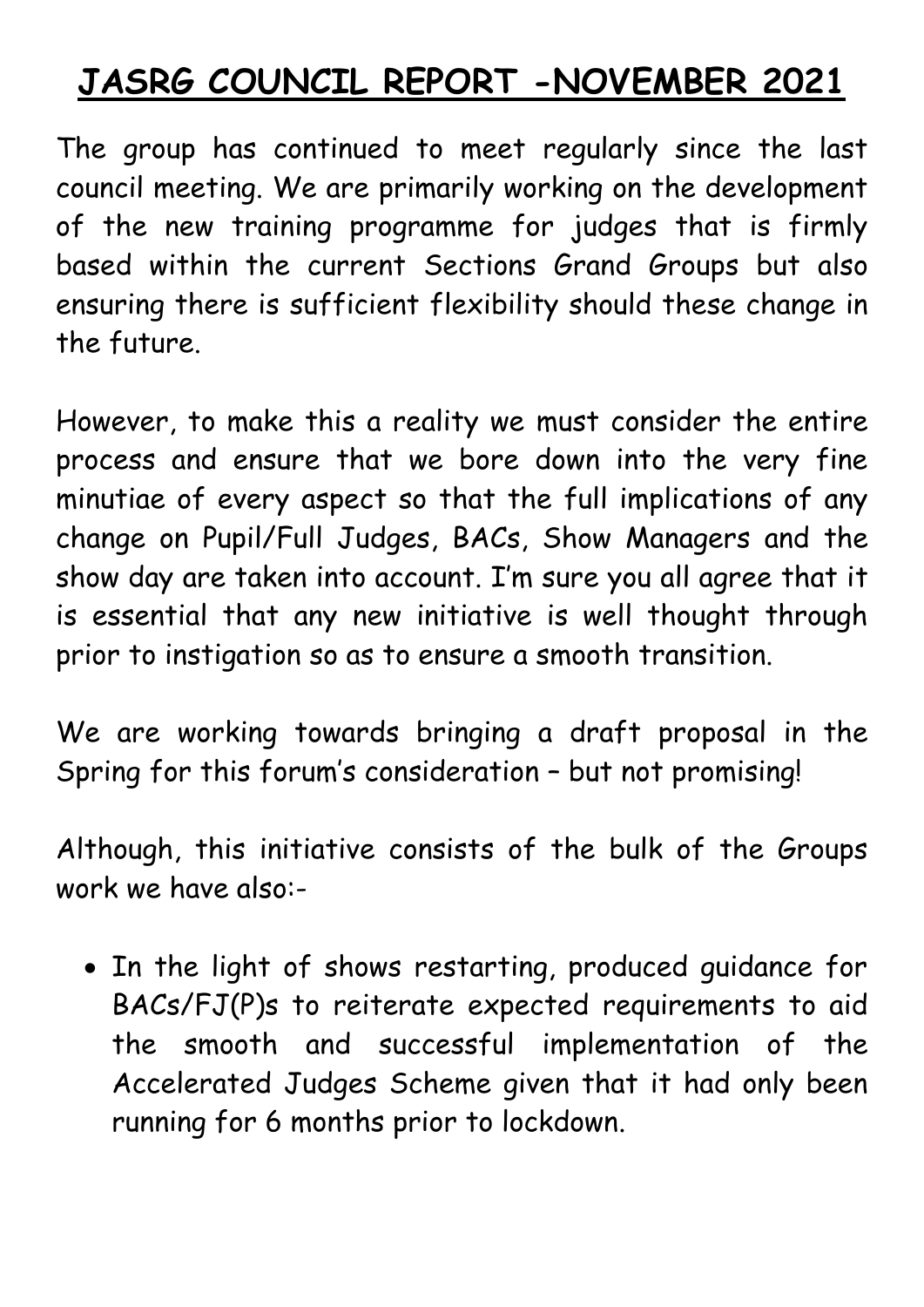# JASRG COUNCIL REPORT -NOVEMBER 2021

The group has continued to meet regularly since the last council meeting. We are primarily working on the development of the new training programme for judges that is firmly based within the current Sections Grand Groups but also ensuring there is sufficient flexibility should these change in the future.

However, to make this a reality we must consider the entire process and ensure that we bore down into the very fine minutiae of every aspect so that the full implications of any change on Pupil/Full Judges, BACs, Show Managers and the show day are taken into account. I'm sure you all agree that it is essential that any new initiative is well thought through prior to instigation so as to ensure a smooth transition.

We are working towards bringing a draft proposal in the Spring for this forum's consideration – but not promising!

Although, this initiative consists of the bulk of the Groups work we have also:-

- In the light of shows restarting, produced guidance for BACs/FJ(P)s to reiterate expected requirements to aid the smooth and successful implementation of the Accelerated Judges Scheme given that it had only been running for 6 months prior to lockdown.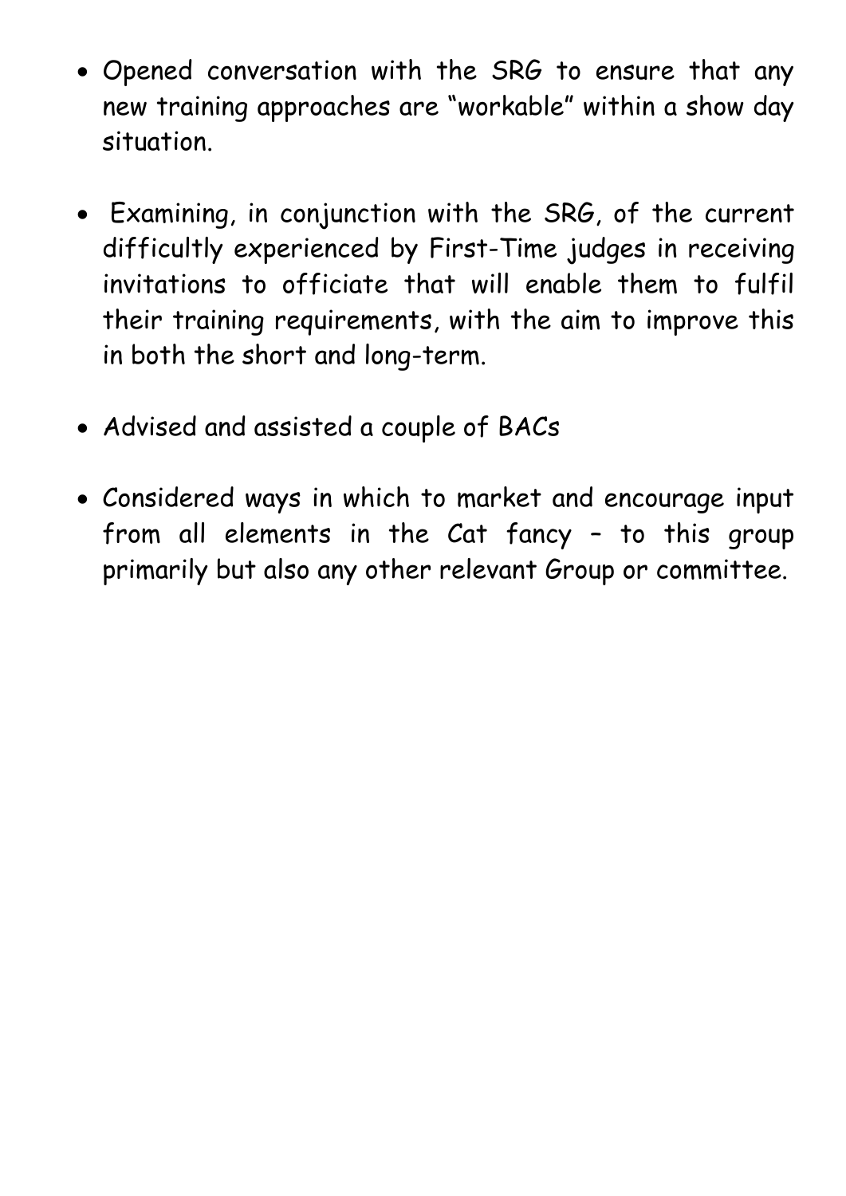- Opened conversation with the SRG to ensure that any new training approaches are "workable" within a show day situation.

- Examining, in conjunction with the SRG, of the current difficultly experienced by First-Time judges in receiving invitations to officiate that will enable them to fulfil their training requirements, with the aim to improve this in both the short and long-term.

- Advised and assisted a couple of BACs

- Considered ways in which to market and encourage input from all elements in the Cat fancy – to this group primarily but also any other relevant Group or committee.